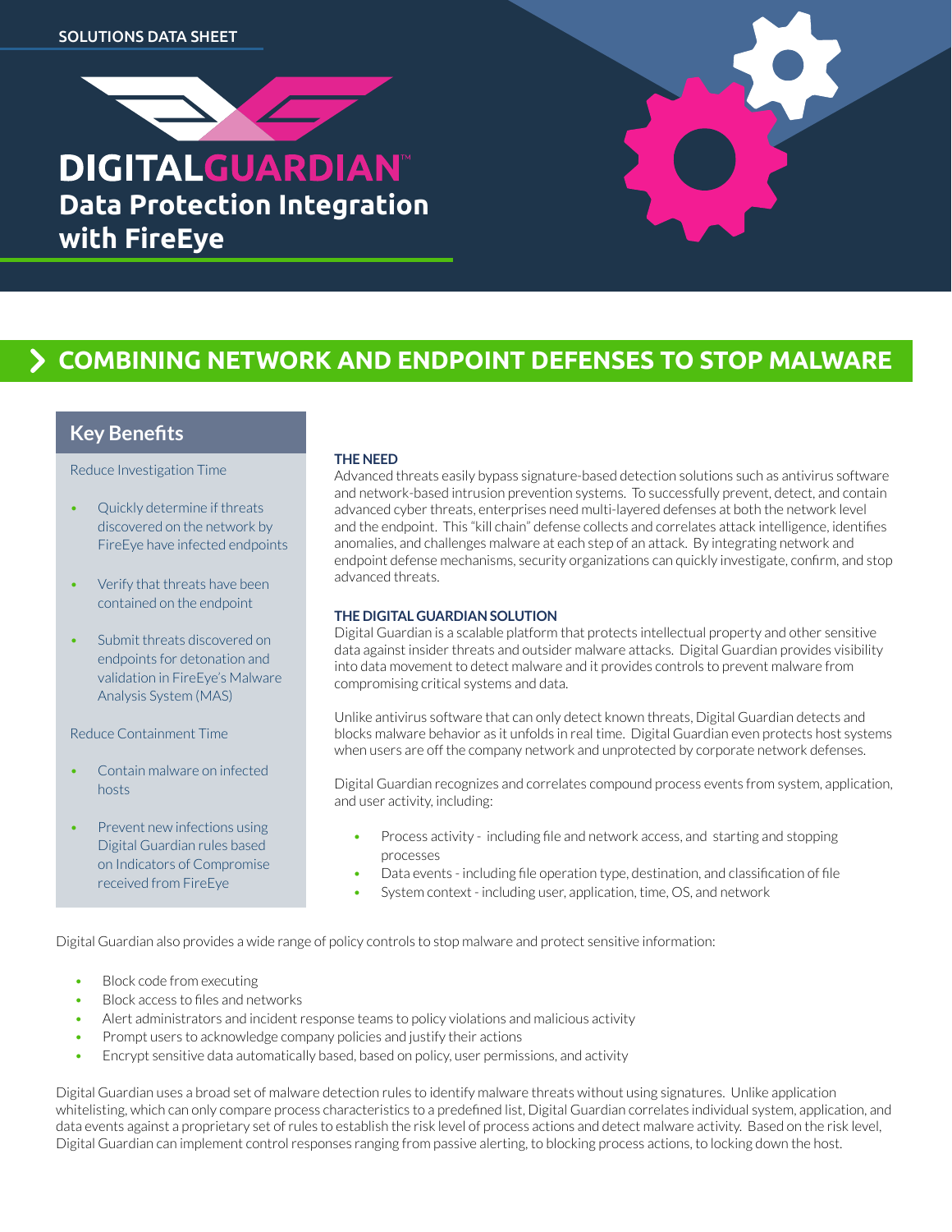SOLUTIONS DATA SHEET

# DIGITALGUARDIAN™ Data Protection Integration with FireEye

## COMBINING NETWORK AND ENDPOINT DEFENSES TO STOP MALWARE

### Key Benefits

Reduce Investigation Time

- Quickly determine if threats discovered on the network by FireEye have infected endpoints
- Verify that threats have been contained on the endpoint
- Submit threats discovered on endpoints for detonation and validation in FireEye's Malware Analysis System (MAS)

Reduce Containment Time

- Contain malware on infected hosts
- Prevent new infections using Digital Guardian rules based on Indicators of Compromise received from FireEye

**THE NEED**

Advanced threats easily bypass signature-based detection solutions such as antivirus software and network-based intrusion prevention systems. To successfully prevent, detect, and contain advanced cyber threats, enterprises need multi-layered defenses at both the network level and the endpoint. This "kill chain" defense collects and correlates attack intelligence, identifies anomalies, and challenges malware at each step of an attack. By integrating network and endpoint defense mechanisms, security organizations can quickly investigate, confirm, and stop advanced threats.

**THE DIGITAL GUARDIAN SOLUTION**

Digital Guardian is a scalable platform that protects intellectual property and other sensitive data against insider threats and outsider malware attacks. Digital Guardian provides visibility into data movement to detect malware and it provides controls to prevent malware from compromising critical systems and data.

Unlike antivirus software that can only detect known threats, Digital Guardian detects and blocks malware behavior as it unfolds in real time. Digital Guardian even protects host systems when users are off the company network and unprotected by corporate network defenses.

Digital Guardian recognizes and correlates compound process events from system, application, and user activity, including:

- Process activity - including file and network access, and starting and stopping processes
- Data events - including file operation type, destination, and classification of file
- System context - including user, application, time, OS, and network

Digital Guardian also provides a wide range of policy controls to stop malware and protect sensitive information:

- Block code from executing
- Block access to files and networks
- Alert administrators and incident response teams to policy violations and malicious activity
- Prompt users to acknowledge company policies and justify their actions
- Encrypt sensitive data automatically based, based on policy, user permissions, and activity

Digital Guardian uses a broad set of malware detection rules to identify malware threats without using signatures. Unlike application whitelisting, which can only compare process characteristics to a predefined list, Digital Guardian correlates individual system, application, and data events against a proprietary set of rules to establish the risk level of process actions and detect malware activity. Based on the risk level, Digital Guardian can implement control responses ranging from passive alerting, to blocking process actions, to locking down the host.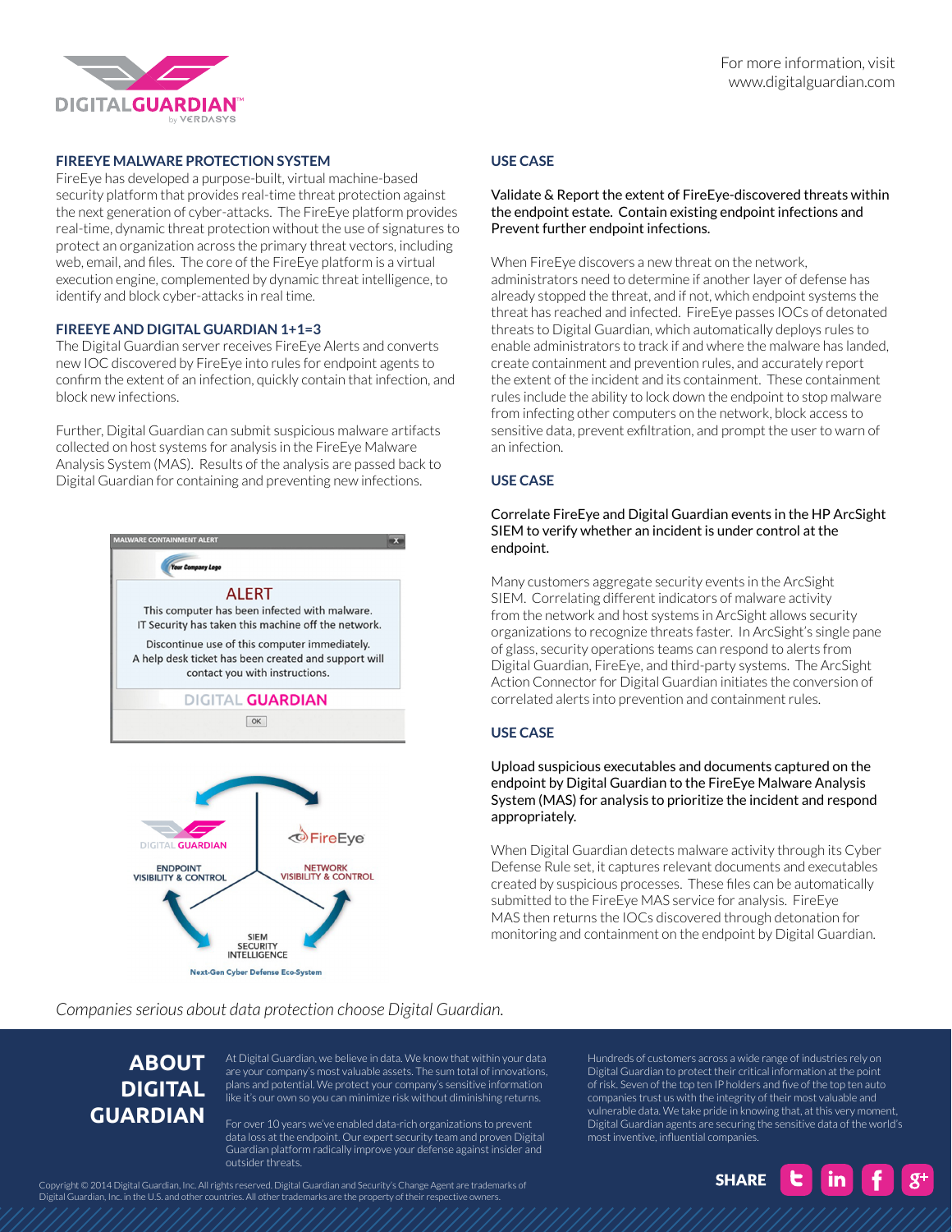For more information, visit
www.digitalguardian.com

## FIREEYE MALWARE PROTECTION SYSTEM

FireEye has developed a purpose-built, virtual machine-based security platform that provides real-time threat protection against the next generation of cyber-attacks. The FireEye platform provides real-time, dynamic threat protection without the use of signatures to protect an organization across the primary threat vectors, including web, email, and files. The core of the FireEye platform is a virtual execution engine, complemented by dynamic threat intelligence, to identify and block cyber-attacks in real time.

## FIREEYE AND DIGITAL GUARDIAN 1+1=3

The Digital Guardian server receives FireEye Alerts and converts new IOC discovered by FireEye into rules for endpoint agents to confirm the extent of an infection, quickly contain that infection, and block new infections.

Further, Digital Guardian can submit suspicious malware artifacts collected on host systems for analysis in the FireEye Malware Analysis System (MAS). Results of the analysis are passed back to Digital Guardian for containing and preventing new infections.

MALWARE CONTAINMENT ALERT

Your Company Logo

ALERT

This computer has been infected with malware.
IT Security has taken this machine off the network.

Discontinue use of this computer immediately.
A help desk ticket has been created and support will contact you with instructions.

DIGITAL GUARDIAN

OK

DIGITAL GUARDIAN
ENDPOINT VISIBILITY & CONTROL

FireEye
NETWORK VISIBILITY & CONTROL

SIEM SECURITY INTELLIGENCE

Next-Gen Cyber Defense Eco-System

## USE CASE

Validate & Report the extent of FireEye-discovered threats within the endpoint estate. Contain existing endpoint infections and Prevent further endpoint infections.

When FireEye discovers a new threat on the network, administrators need to determine if another layer of defense has already stopped the threat, and if not, which endpoint systems the threat has reached and infected. FireEye passes IOCs of detonated threats to Digital Guardian, which automatically deploys rules to enable administrators to track if and where the malware has landed, create containment and prevention rules, and accurately report the extent of the incident and its containment. These containment rules include the ability to lock down the endpoint to stop malware from infecting other computers on the network, block access to sensitive data, prevent exfiltration, and prompt the user to warn of an infection.

## USE CASE

Correlate FireEye and Digital Guardian events in the HP ArcSight SIEM to verify whether an incident is under control at the endpoint.

Many customers aggregate security events in the ArcSight SIEM. Correlating different indicators of malware activity from the network and host systems in ArcSight allows security organizations to recognize threats faster. In ArcSight's single pane of glass, security operations teams can respond to alerts from Digital Guardian, FireEye, and third-party systems. The ArcSight Action Connector for Digital Guardian initiates the conversion of correlated alerts into prevention and containment rules.

## USE CASE

Upload suspicious executables and documents captured on the endpoint by Digital Guardian to the FireEye Malware Analysis System (MAS) for analysis to prioritize the incident and respond appropriately.

When Digital Guardian detects malware activity through its Cyber Defense Rule set, it captures relevant documents and executables created by suspicious processes. These files can be automatically submitted to the FireEye MAS service for analysis. FireEye MAS then returns the IOCs discovered through detonation for monitoring and containment on the endpoint by Digital Guardian.

*Companies serious about data protection choose Digital Guardian.*

## ABOUT DIGITAL GUARDIAN

At Digital Guardian, we believe in data. We know that within your data are your company's most valuable assets. The sum total of innovations, plans and potential. We protect your company's sensitive information like it's our own so you can minimize risk without diminishing returns.

For over 10 years we've enabled data-rich organizations to prevent data loss at the endpoint. Our expert security team and proven Digital Guardian platform radically improve your defense against insider and outsider threats.

Hundreds of customers across a wide range of industries rely on Digital Guardian to protect their critical information at the point of risk. Seven of the top ten IP holders and five of the top ten auto companies trust us with the integrity of their most valuable and vulnerable data. We take pride in knowing that, at this very moment, Digital Guardian agents are securing the sensitive data of the world's most inventive, influential companies.

Copyright © 2014 Digital Guardian, Inc. All rights reserved. Digital Guardian and Security's Change Agent are trademarks of Digital Guardian, Inc. in the U.S. and other countries. All other trademarks are the property of their respective owners.

SHARE